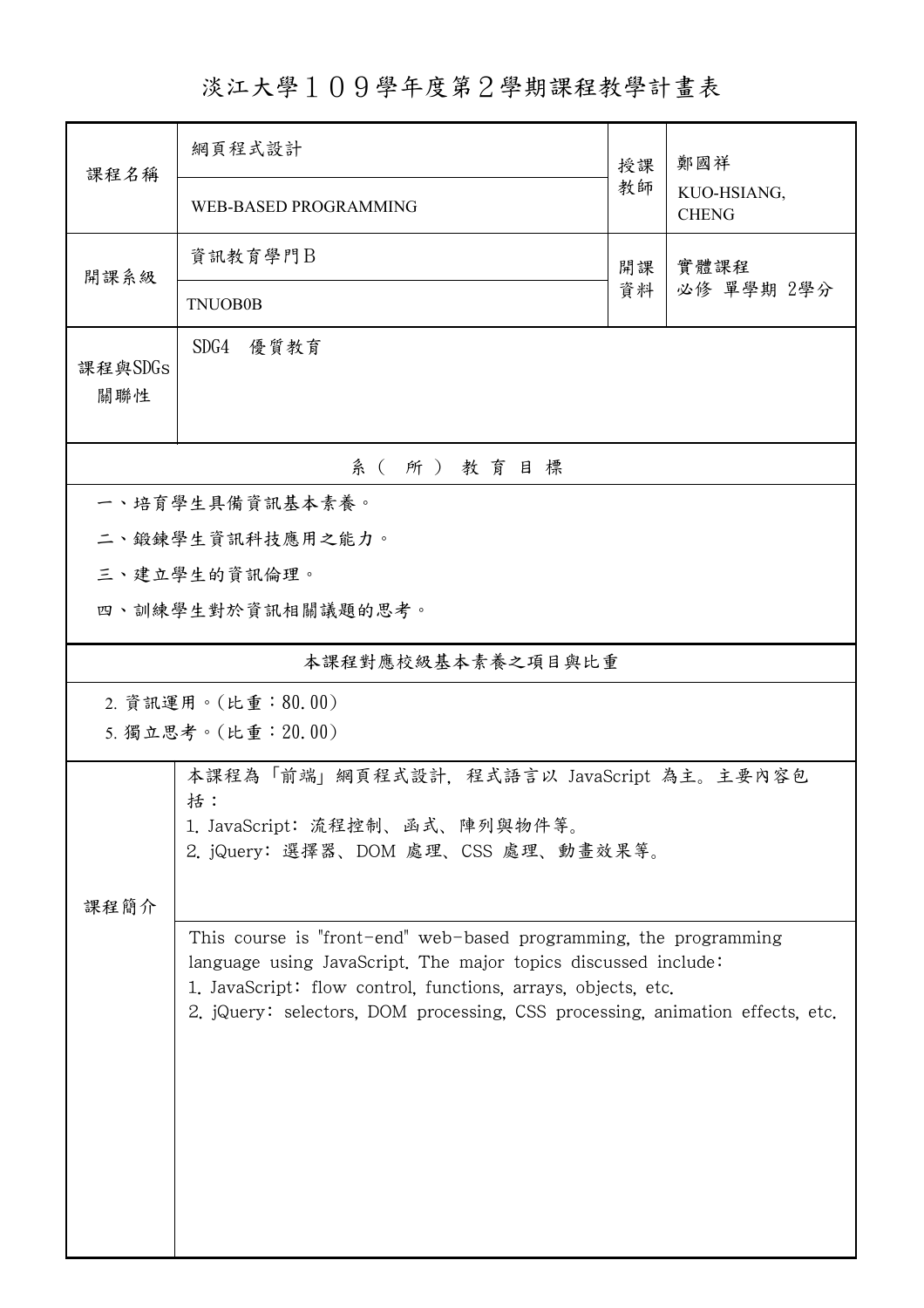# 淡江大學１０９學年度第２學期課程教學計畫表

| 課程名稱 | 網頁程式設計 | 授課教師 | 鄭國祥 |
|---|---|---|---|
| | WEB-BASED PROGRAMMING | | KUO-HSIANG, CHENG |
| 開課系級 | 資訊教育學門Ｂ | 開課資料 | 實體課程 必修 單學期 2學分 |
| | TNUOB0B | | |
| 課程與SDGs關聯性 | SDG4 優質教育 | | |

## 系（所）教育目標

一、培育學生具備資訊基本素養。

二、鍛鍊學生資訊科技應用之能力。

三、建立學生的資訊倫理。

四、訓練學生對於資訊相關議題的思考。

## 本課程對應校級基本素養之項目與比重

2. 資訊運用。(比重：80.00)

5. 獨立思考。(比重：20.00)

## 課程簡介

本課程為「前端」網頁程式設計，程式語言以 JavaScript 為主。主要內容包括：

1. JavaScript：流程控制、函式、陣列與物件等。
2. jQuery：選擇器、DOM 處理、CSS 處理、動畫效果等。

This course is "front-end" web-based programming, the programming language using JavaScript. The major topics discussed include:

1. JavaScript: flow control, functions, arrays, objects, etc.
2. jQuery: selectors, DOM processing, CSS processing, animation effects, etc.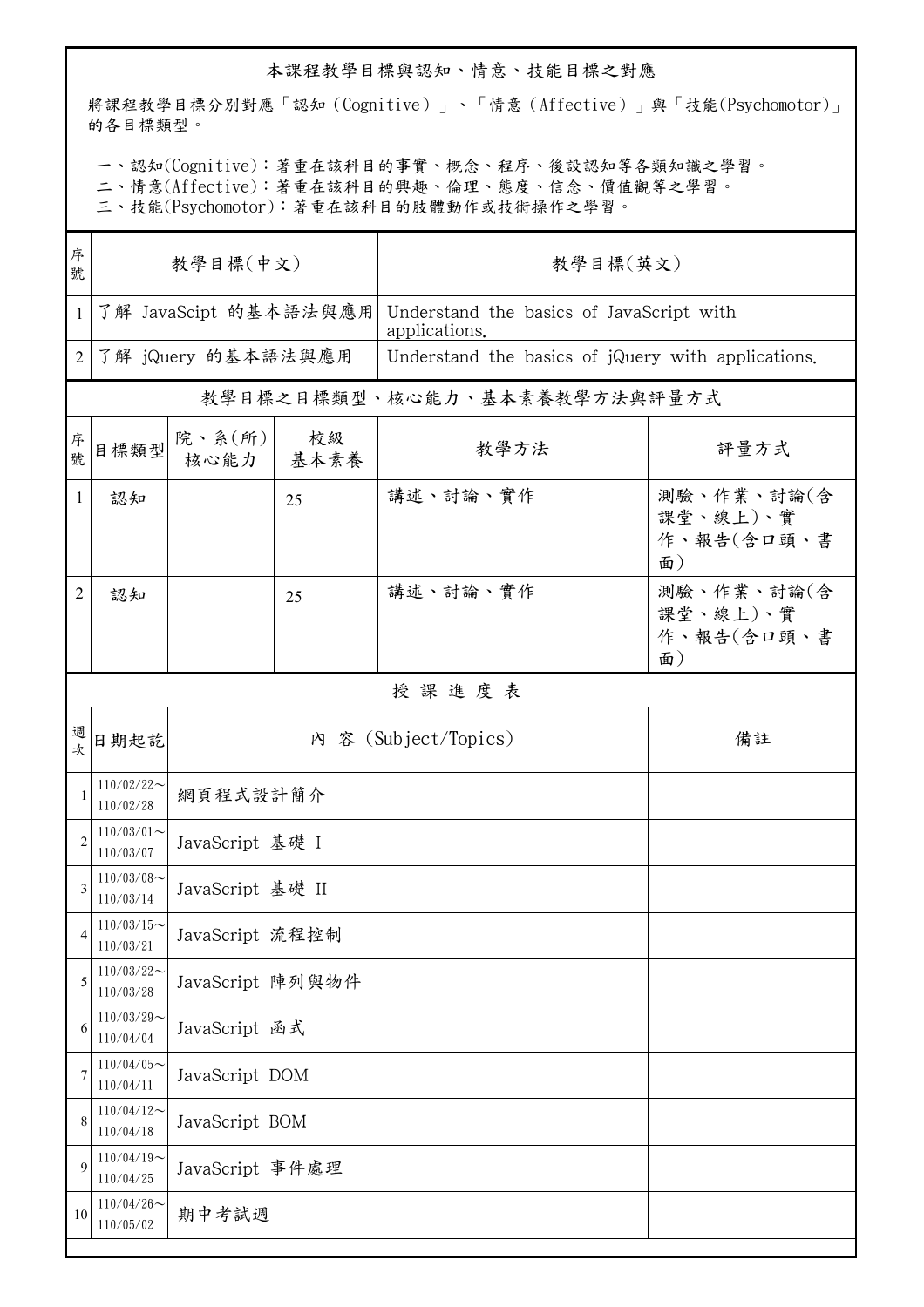## 本課程教學目標與認知、情意、技能目標之對應

將課程教學目標分別對應「認知（Cognitive）」、「情意（Affective）」與「技能(Psychomotor)」的各目標類型。

一、認知(Cognitive)：著重在該科目的事實、概念、程序、後設認知等各類知識之學習。
二、情意(Affective)：著重在該科目的興趣、倫理、態度、信念、價值觀等之學習。
三、技能(Psychomotor)：著重在該科目的肢體動作或技術操作之學習。

| 序號 | 教學目標(中文) | 教學目標(英文) |
|---|---|---|
| 1 | 了解 JavaScipt 的基本語法與應用 | Understand the basics of JavaScript with applications. |
| 2 | 了解 jQuery 的基本語法與應用 | Understand the basics of jQuery with applications. |

## 教學目標之目標類型、核心能力、基本素養教學方法與評量方式

| 序號 | 目標類型 | 院、系(所)核心能力 | 校級基本素養 | 教學方法 | 評量方式 |
|---|---|---|---|---|---|
| 1 | 認知 | | 25 | 講述、討論、實作 | 測驗、作業、討論(含課堂、線上)、實作、報告(含口頭、書面) |
| 2 | 認知 | | 25 | 講述、討論、實作 | 測驗、作業、討論(含課堂、線上)、實作、報告(含口頭、書面) |

## 授 課 進 度 表

| 週次 | 日期起訖 | 內 容 (Subject/Topics) | 備註 |
|---|---|---|---|
| 1 | 110/02/22～110/02/28 | 網頁程式設計簡介 | |
| 2 | 110/03/01～110/03/07 | JavaScript 基礎 I | |
| 3 | 110/03/08～110/03/14 | JavaScript 基礎 II | |
| 4 | 110/03/15～110/03/21 | JavaScript 流程控制 | |
| 5 | 110/03/22～110/03/28 | JavaScript 陣列與物件 | |
| 6 | 110/03/29～110/04/04 | JavaScript 函式 | |
| 7 | 110/04/05～110/04/11 | JavaScript DOM | |
| 8 | 110/04/12～110/04/18 | JavaScript BOM | |
| 9 | 110/04/19～110/04/25 | JavaScript 事件處理 | |
| 10 | 110/04/26～110/05/02 | 期中考試週 | |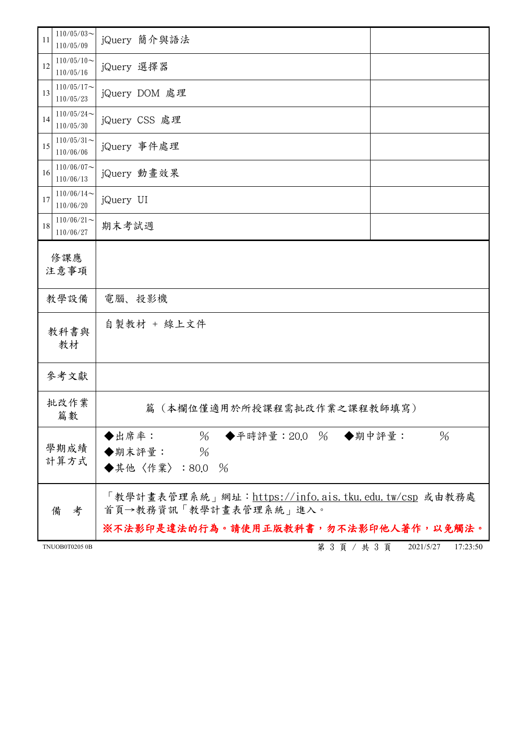| | | | |
|---|---|---|---|
| 11 | 110/05/03～110/05/09 | jQuery 簡介與語法 | |
| 12 | 110/05/10～110/05/16 | jQuery 選擇器 | |
| 13 | 110/05/17～110/05/23 | jQuery DOM 處理 | |
| 14 | 110/05/24～110/05/30 | jQuery CSS 處理 | |
| 15 | 110/05/31～110/06/06 | jQuery 事件處理 | |
| 16 | 110/06/07～110/06/13 | jQuery 動畫效果 | |
| 17 | 110/06/14～110/06/20 | jQuery UI | |
| 18 | 110/06/21～110/06/27 | 期末考試週 | |

| | |
|---|---|
| 修課應注意事項 | |
| 教學設備 | 電腦、投影機 |
| 教科書與教材 | 自製教材 + 線上文件 |
| 參考文獻 | |
| 批改作業篇數 | 篇（本欄位僅適用於所授課程需批改作業之課程教師填寫） |
| 學期成績計算方式 | ◆出席率：　% ◆平時評量：20.0 % ◆期中評量：　%<br>◆期末評量：　%<br>◆其他〈作業〉：80.0 % |
| 備　考 | 「教學計畫表管理系統」網址：https://info.ais.tku.edu.tw/csp 或由教務處首頁→教務資訊「教學計畫表管理系統」進入。<br>**※不法影印是違法的行為。請使用正版教科書，勿不法影印他人著作，以免觸法。** |

TNUOB0T0205 0B

2021/5/27 17:23:50